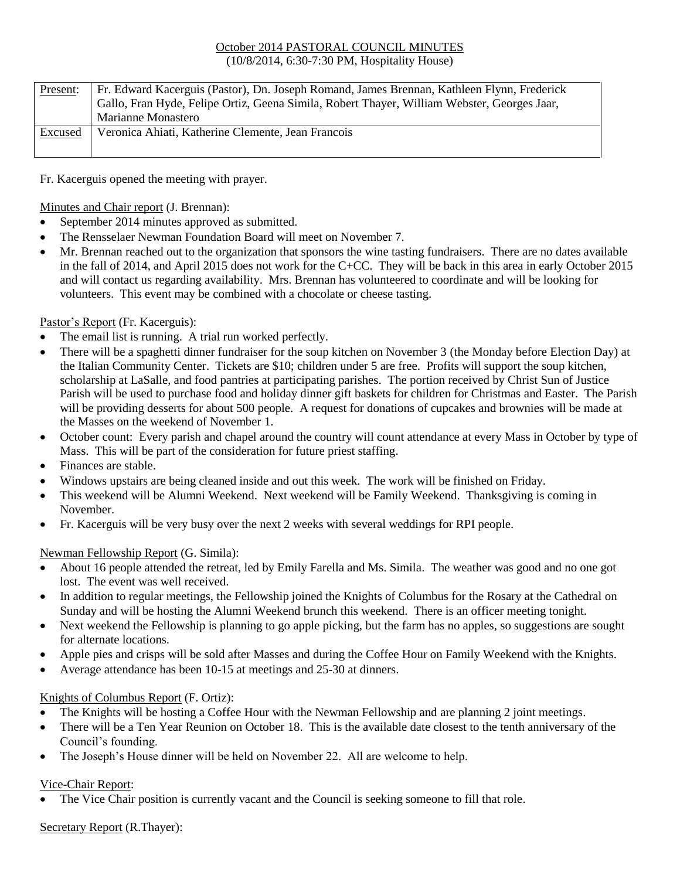October 2014 PASTORAL COUNCIL MINUTES
(10/8/2014, 6:30-7:30 PM, Hospitality House)

| Present: | Fr. Edward Kacerguis (Pastor), Dn. Joseph Romand, James Brennan, Kathleen Flynn, Frederick Gallo, Fran Hyde, Felipe Ortiz, Geena Simila, Robert Thayer, William Webster, Georges Jaar, Marianne Monastero |
|---|---|
| Excused | Veronica Ahiati, Katherine Clemente, Jean Francois |

Fr. Kacerguis opened the meeting with prayer.

Minutes and Chair report (J. Brennan):

- September 2014 minutes approved as submitted.
- The Rensselaer Newman Foundation Board will meet on November 7.
- Mr. Brennan reached out to the organization that sponsors the wine tasting fundraisers. There are no dates available in the fall of 2014, and April 2015 does not work for the C+CC. They will be back in this area in early October 2015 and will contact us regarding availability. Mrs. Brennan has volunteered to coordinate and will be looking for volunteers. This event may be combined with a chocolate or cheese tasting.

Pastor's Report (Fr. Kacerguis):

- The email list is running. A trial run worked perfectly.
- There will be a spaghetti dinner fundraiser for the soup kitchen on November 3 (the Monday before Election Day) at the Italian Community Center. Tickets are $10; children under 5 are free. Profits will support the soup kitchen, scholarship at LaSalle, and food pantries at participating parishes. The portion received by Christ Sun of Justice Parish will be used to purchase food and holiday dinner gift baskets for children for Christmas and Easter. The Parish will be providing desserts for about 500 people. A request for donations of cupcakes and brownies will be made at the Masses on the weekend of November 1.
- October count: Every parish and chapel around the country will count attendance at every Mass in October by type of Mass. This will be part of the consideration for future priest staffing.
- Finances are stable.
- Windows upstairs are being cleaned inside and out this week. The work will be finished on Friday.
- This weekend will be Alumni Weekend. Next weekend will be Family Weekend. Thanksgiving is coming in November.
- Fr. Kacerguis will be very busy over the next 2 weeks with several weddings for RPI people.

Newman Fellowship Report (G. Simila):

- About 16 people attended the retreat, led by Emily Farella and Ms. Simila. The weather was good and no one got lost. The event was well received.
- In addition to regular meetings, the Fellowship joined the Knights of Columbus for the Rosary at the Cathedral on Sunday and will be hosting the Alumni Weekend brunch this weekend. There is an officer meeting tonight.
- Next weekend the Fellowship is planning to go apple picking, but the farm has no apples, so suggestions are sought for alternate locations.
- Apple pies and crisps will be sold after Masses and during the Coffee Hour on Family Weekend with the Knights.
- Average attendance has been 10-15 at meetings and 25-30 at dinners.

Knights of Columbus Report (F. Ortiz):

- The Knights will be hosting a Coffee Hour with the Newman Fellowship and are planning 2 joint meetings.
- There will be a Ten Year Reunion on October 18. This is the available date closest to the tenth anniversary of the Council's founding.
- The Joseph's House dinner will be held on November 22. All are welcome to help.

Vice-Chair Report:

- The Vice Chair position is currently vacant and the Council is seeking someone to fill that role.

Secretary Report (R.Thayer):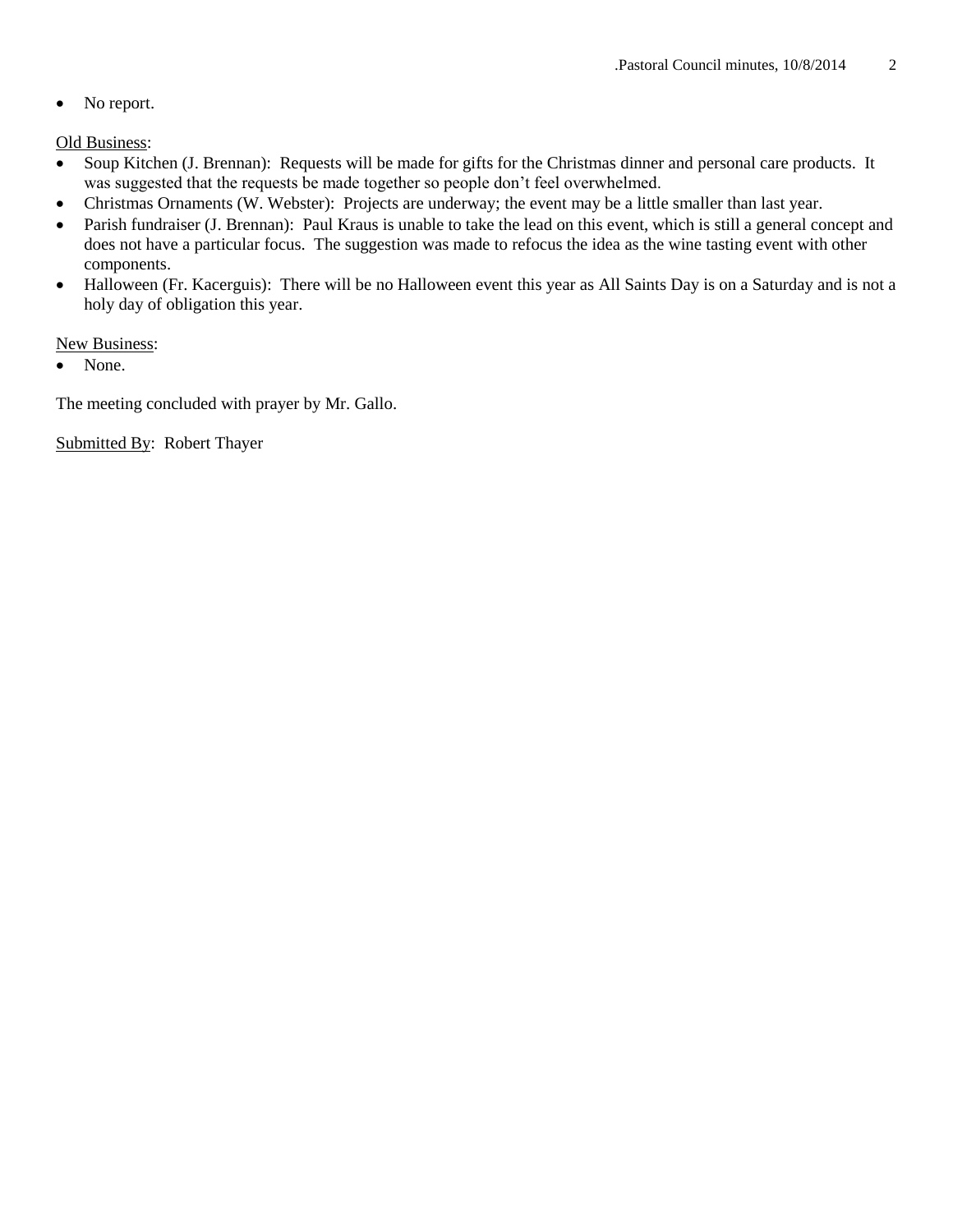- No report.

Old Business:

- Soup Kitchen (J. Brennan): Requests will be made for gifts for the Christmas dinner and personal care products. It was suggested that the requests be made together so people don't feel overwhelmed.
- Christmas Ornaments (W. Webster): Projects are underway; the event may be a little smaller than last year.
- Parish fundraiser (J. Brennan): Paul Kraus is unable to take the lead on this event, which is still a general concept and does not have a particular focus. The suggestion was made to refocus the idea as the wine tasting event with other components.
- Halloween (Fr. Kacerguis): There will be no Halloween event this year as All Saints Day is on a Saturday and is not a holy day of obligation this year.

New Business:

- None.

The meeting concluded with prayer by Mr. Gallo.

Submitted By: Robert Thayer